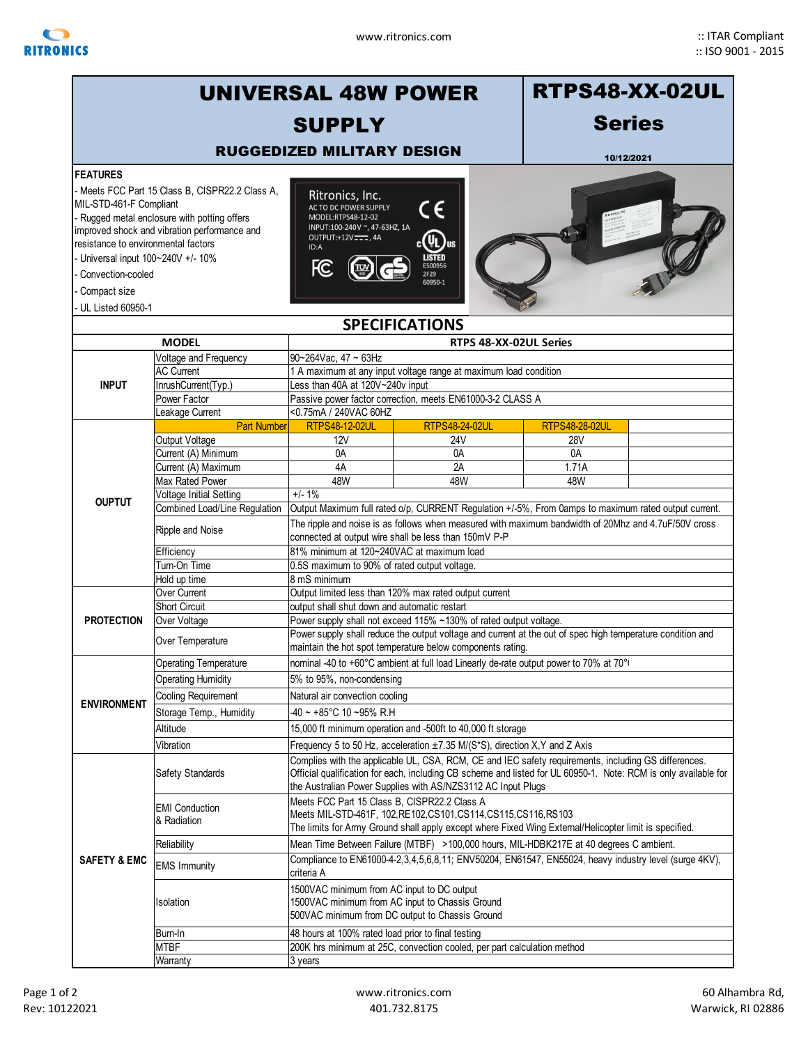:: ITAR Compliant
:: ISO 9001 - 2015

# UNIVERSAL 48W POWER SUPPLY

## RTPS48-XX-02UL Series

### RUGGEDIZED MILITARY DESIGN

10/12/2021

## FEATURES

- Meets FCC Part 15 Class B, CISPR22.2 Class A, MIL-STD-461-F Compliant
- Rugged metal enclosure with potting offers improved shock and vibration performance and resistance to environmental factors
- Universal input 100~240V +/- 10%
- Convection-cooled
- Compact size
- UL Listed 60950-1

## SPECIFICATIONS

| MODEL | | RTPS 48-XX-02UL Series | | | |
|---|---|---|---|---|---|
| INPUT | Voltage and Frequency | 90~264Vac, 47 ~ 63Hz | | | |
| | AC Current | 1 A maximum at any input voltage range at maximum load condition | | | |
| | InrushCurrent(Typ.) | Less than 40A at 120V~240v input | | | |
| | Power Factor | Passive power factor correction, meets EN61000-3-2 CLASS A | | | |
| | Leakage Current | <0.75mA / 240VAC 60HZ | | | |
| OUPTUT | Part Number | RTPS48-12-02UL | RTPS48-24-02UL | RTPS48-28-02UL | |
| | Output Voltage | 12V | 24V | 28V | |
| | Current (A) Minimum | 0A | 0A | 0A | |
| | Current (A) Maximum | 4A | 2A | 1.71A | |
| | Max Rated Power | 48W | 48W | 48W | |
| | Voltage Initial Setting | +/- 1% | | | |
| | Combined Load/Line Regulation | Output Maximum full rated o/p, CURRENT Regulation +/-5%, From 0amps to maximum rated output current. | | | |
| | Ripple and Noise | The ripple and noise is as follows when measured with maximum bandwidth of 20Mhz and 4.7uF/50V cross connected at output wire shall be less than 150mV P-P | | | |
| | Efficiency | 81% minimum at 120~240VAC at maximum load | | | |
| | Turn-On Time | 0.5S maximum to 90% of rated output voltage. | | | |
| | Hold up time | 8 mS minimum | | | |
| PROTECTION | Over Current | Output limited less than 120% max rated output current | | | |
| | Short Circuit | output shall shut down and automatic restart | | | |
| | Over Voltage | Power supply shall not exceed 115% ~130% of rated output voltage. | | | |
| | Over Temperature | Power supply shall reduce the output voltage and current at the out of spec high temperature condition and maintain the hot spot temperature below components rating. | | | |
| ENVIRONMENT | Operating Temperature | nominal -40 to +60°C ambient at full load Linearly de-rate output power to 70% at 70°( | | | |
| | Operating Humidity | 5% to 95%, non-condensing | | | |
| | Cooling Requirement | Natural air convection cooling | | | |
| | Storage Temp., Humidity | -40 ~ +85°C 10 ~95% R.H | | | |
| | Altitude | 15,000 ft minimum operation and -500ft to 40,000 ft storage | | | |
| | Vibration | Frequency 5 to 50 Hz, acceleration ±7.35 M/(S*S), direction X,Y and Z Axis | | | |
| SAFETY & EMC | Safety Standards | Complies with the applicable UL, CSA, RCM, CE and IEC safety requirements, including GS differences. Official qualification for each, including CB scheme and listed for UL 60950-1. Note: RCM is only available for the Australian Power Supplies with AS/NZS3112 AC Input Plugs | | | |
| | EMI Conduction & Radiation | Meets FCC Part 15 Class B, CISPR22.2 Class A<br>Meets MIL-STD-461F, 102,RE102,CS101,CS114,CS115,CS116,RS103<br>The limits for Army Ground shall apply except where Fixed Wing External/Helicopter limit is specified. | | | |
| | Reliability | Mean Time Between Failure (MTBF) >100,000 hours, MIL-HDBK217E at 40 degrees C ambient. | | | |
| | EMS Immunity | Compliance to EN61000-4-2,3,4,5,6,8,11; ENV50204, EN61547, EN55024, heavy industry level (surge 4KV), criteria A | | | |
| | Isolation | 1500VAC minimum from AC input to DC output<br>1500VAC minimum from AC input to Chassis Ground<br>500VAC minimum from DC output to Chassis Ground | | | |
| | Burn-In | 48 hours at 100% rated load prior to final testing | | | |
| | MTBF | 200K hrs minimum at 25C, convection cooled, per part calculation method | | | |
| | Warranty | 3 years | | | |

Rev: 10122021

www.ritronics.com
401.732.8175

60 Alhambra Rd,
Warwick, RI 02886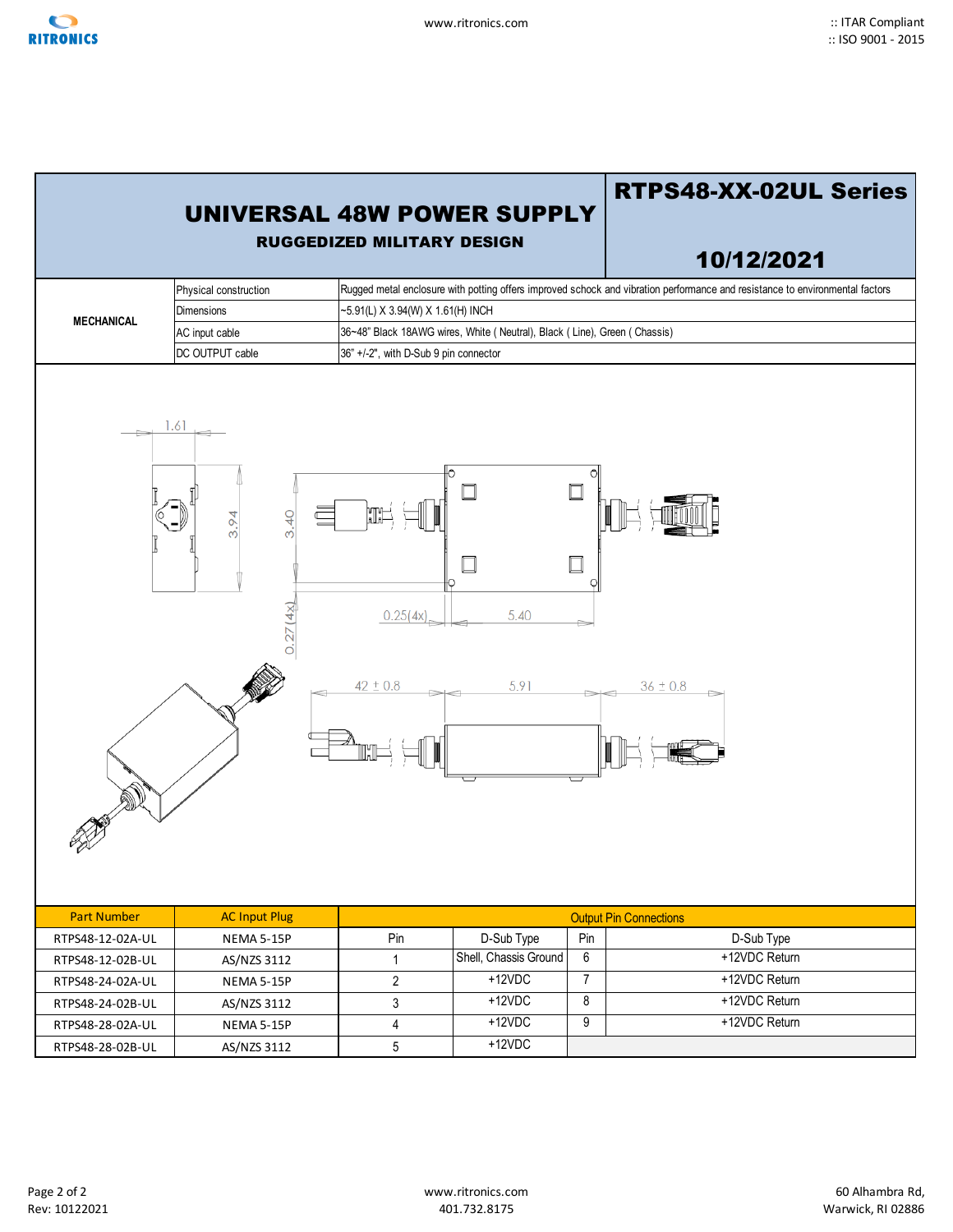# UNIVERSAL 48W POWER SUPPLY

**RUGGEDIZED MILITARY DESIGN**

## RTPS48-XX-02UL Series

**10/12/2021**

| | | |
|---|---|---|
| **MECHANICAL** | Physical construction | Rugged metal enclosure with potting offers improved schock and vibration performance and resistance to environmental factors |
| | Dimensions | ~5.91(L) X 3.94(W) X 1.61(H) INCH |
| | AC input cable | 36~48" Black 18AWG wires, White ( Neutral), Black ( Line), Green ( Chassis) |
| | DC OUTPUT cable | 36" +/-2", with D-Sub 9 pin connector |

1.61

3.94

3.40

0.27(4x)

0.25(4x)

5.40

42 ± 0.8

5.91

36 ± 0.8

| Part Number | AC Input Plug | Output Pin Connections | | | |
|---|---|---|---|---|---|
| RTPS48-12-02A-UL | NEMA 5-15P | Pin | D-Sub Type | Pin | D-Sub Type |
| RTPS48-12-02B-UL | AS/NZS 3112 | 1 | Shell, Chassis Ground | 6 | +12VDC Return |
| RTPS48-24-02A-UL | NEMA 5-15P | 2 | +12VDC | 7 | +12VDC Return |
| RTPS48-24-02B-UL | AS/NZS 3112 | 3 | +12VDC | 8 | +12VDC Return |
| RTPS48-28-02A-UL | NEMA 5-15P | 4 | +12VDC | 9 | +12VDC Return |
| RTPS48-28-02B-UL | AS/NZS 3112 | 5 | +12VDC | | |